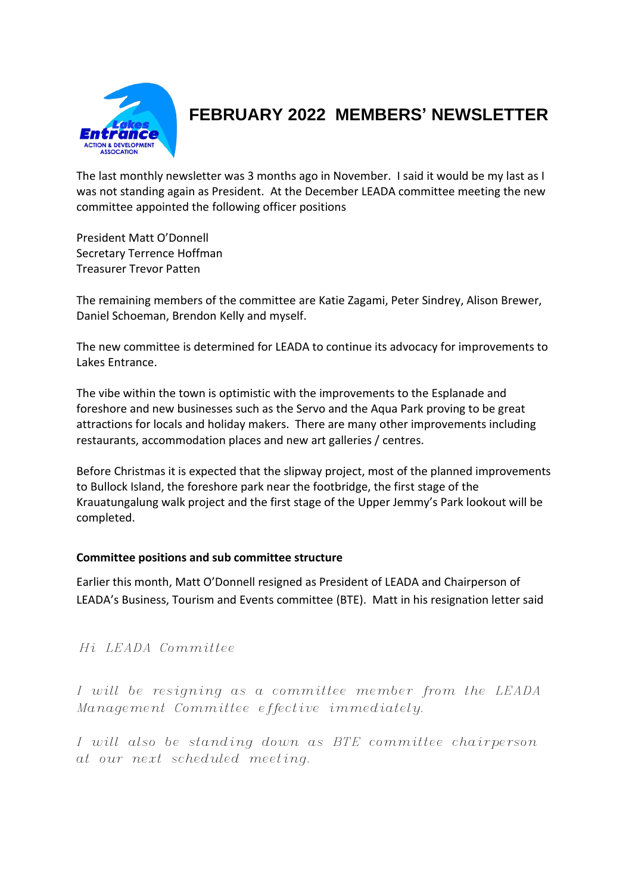# FEBRUARY 2022 MEMBERS' NEWSLETTER

The last monthly newsletter was 3 months ago in November. I said it would be my last as I was not standing again as President. At the December LEADA committee meeting the new committee appointed the following officer positions

President Matt O'Donnell
Secretary Terrence Hoffman
Treasurer Trevor Patten

The remaining members of the committee are Katie Zagami, Peter Sindrey, Alison Brewer, Daniel Schoeman, Brendon Kelly and myself.

The new committee is determined for LEADA to continue its advocacy for improvements to Lakes Entrance.

The vibe within the town is optimistic with the improvements to the Esplanade and foreshore and new businesses such as the Servo and the Aqua Park proving to be great attractions for locals and holiday makers. There are many other improvements including restaurants, accommodation places and new art galleries / centres.

Before Christmas it is expected that the slipway project, most of the planned improvements to Bullock Island, the foreshore park near the footbridge, the first stage of the Krauatungalung walk project and the first stage of the Upper Jemmy's Park lookout will be completed.

**Committee positions and sub committee structure**

Earlier this month, Matt O'Donnell resigned as President of LEADA and Chairperson of LEADA's Business, Tourism and Events committee (BTE). Matt in his resignation letter said

*Hi LEADA Committee*

*I will be resigning as a committee member from the LEADA Management Committee effective immediately.*

*I will also be standing down as BTE committee chairperson at our next scheduled meeting.*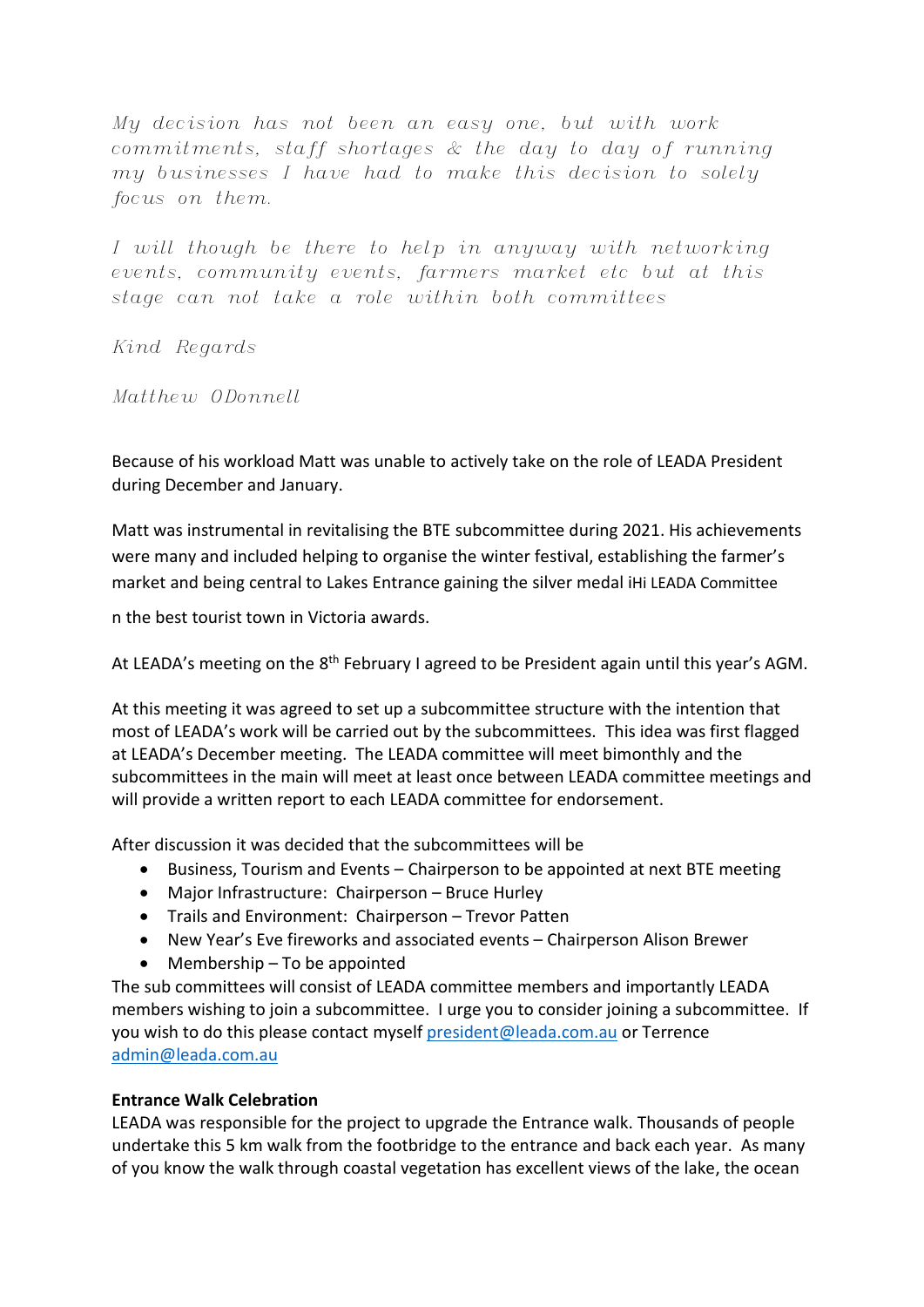*My decision has not been an easy one, but with work commitments, staff shortages & the day to day of running my businesses I have had to make this decision to solely focus on them.*

*I will though be there to help in anyway with networking events, community events, farmers market etc but at this stage can not take a role within both committees*

*Kind Regards*

*Matthew ODonnell*

Because of his workload Matt was unable to actively take on the role of LEADA President during December and January.

Matt was instrumental in revitalising the BTE subcommittee during 2021. His achievements were many and included helping to organise the winter festival, establishing the farmer's market and being central to Lakes Entrance gaining the silver medal iHi LEADA Committee

n the best tourist town in Victoria awards.

At LEADA's meeting on the 8th February I agreed to be President again until this year's AGM.

At this meeting it was agreed to set up a subcommittee structure with the intention that most of LEADA's work will be carried out by the subcommittees. This idea was first flagged at LEADA's December meeting. The LEADA committee will meet bimonthly and the subcommittees in the main will meet at least once between LEADA committee meetings and will provide a written report to each LEADA committee for endorsement.

After discussion it was decided that the subcommittees will be

- Business, Tourism and Events – Chairperson to be appointed at next BTE meeting
- Major Infrastructure: Chairperson – Bruce Hurley
- Trails and Environment: Chairperson – Trevor Patten
- New Year's Eve fireworks and associated events – Chairperson Alison Brewer
- Membership – To be appointed

The sub committees will consist of LEADA committee members and importantly LEADA members wishing to join a subcommittee. I urge you to consider joining a subcommittee. If you wish to do this please contact myself president@leada.com.au or Terrence admin@leada.com.au

**Entrance Walk Celebration**

LEADA was responsible for the project to upgrade the Entrance walk. Thousands of people undertake this 5 km walk from the footbridge to the entrance and back each year. As many of you know the walk through coastal vegetation has excellent views of the lake, the ocean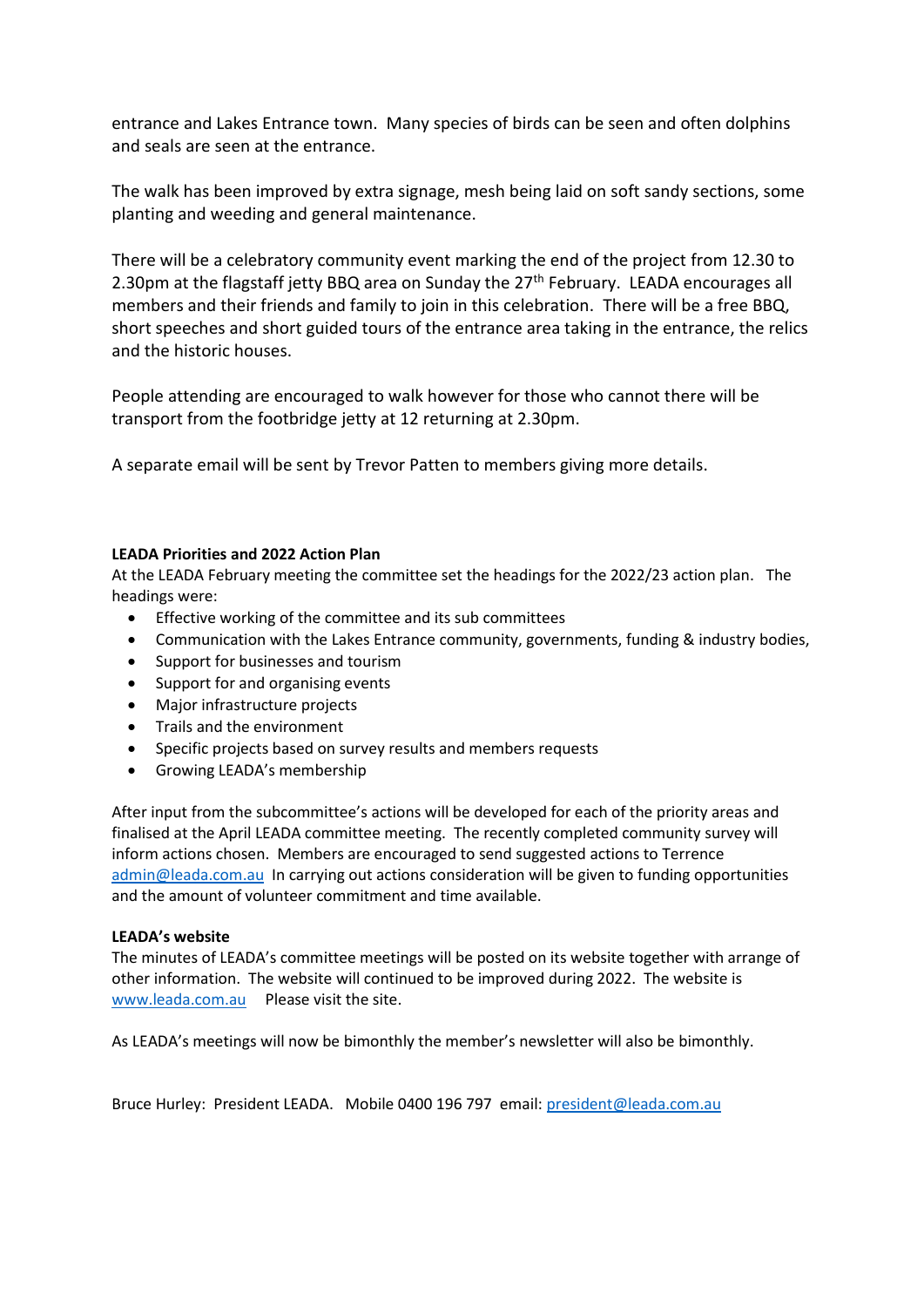entrance and Lakes Entrance town. Many species of birds can be seen and often dolphins and seals are seen at the entrance.

The walk has been improved by extra signage, mesh being laid on soft sandy sections, some planting and weeding and general maintenance.

There will be a celebratory community event marking the end of the project from 12.30 to 2.30pm at the flagstaff jetty BBQ area on Sunday the 27th February. LEADA encourages all members and their friends and family to join in this celebration. There will be a free BBQ, short speeches and short guided tours of the entrance area taking in the entrance, the relics and the historic houses.

People attending are encouraged to walk however for those who cannot there will be transport from the footbridge jetty at 12 returning at 2.30pm.

A separate email will be sent by Trevor Patten to members giving more details.

**LEADA Priorities and 2022 Action Plan**

At the LEADA February meeting the committee set the headings for the 2022/23 action plan. The headings were:

- Effective working of the committee and its sub committees
- Communication with the Lakes Entrance community, governments, funding & industry bodies,
- Support for businesses and tourism
- Support for and organising events
- Major infrastructure projects
- Trails and the environment
- Specific projects based on survey results and members requests
- Growing LEADA's membership

After input from the subcommittee's actions will be developed for each of the priority areas and finalised at the April LEADA committee meeting. The recently completed community survey will inform actions chosen. Members are encouraged to send suggested actions to Terrence admin@leada.com.au In carrying out actions consideration will be given to funding opportunities and the amount of volunteer commitment and time available.

**LEADA's website**

The minutes of LEADA's committee meetings will be posted on its website together with arrange of other information. The website will continued to be improved during 2022. The website is www.leada.com.au Please visit the site.

As LEADA's meetings will now be bimonthly the member's newsletter will also be bimonthly.

Bruce Hurley: President LEADA. Mobile 0400 196 797 email: president@leada.com.au